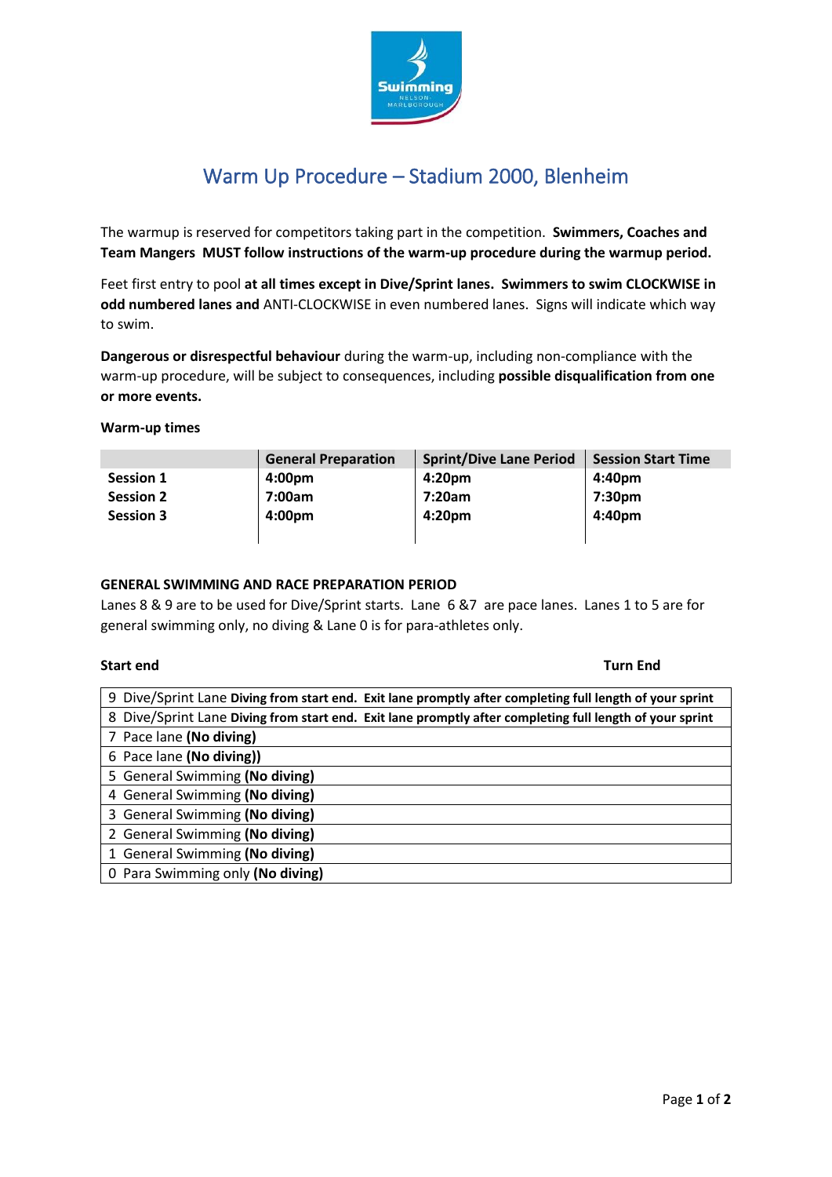# Warm Up Procedure – Stadium 2000, Blenheim

The warmup is reserved for competitors taking part in the competition. **Swimmers, Coaches and Team Mangers MUST follow instructions of the warm-up procedure during the warmup period.**

Feet first entry to pool **at all times except in Dive/Sprint lanes. Swimmers to swim CLOCKWISE in odd numbered lanes and** ANTI-CLOCKWISE in even numbered lanes. Signs will indicate which way to swim.

**Dangerous or disrespectful behaviour** during the warm-up, including non-compliance with the warm-up procedure, will be subject to consequences, including **possible disqualification from one or more events.**

**Warm-up times**

| | General Preparation | Sprint/Dive Lane Period | Session Start Time |
|---|---|---|---|
| **Session 1** | **4:00pm** | **4:20pm** | **4:40pm** |
| **Session 2** | **7:00am** | **7:20am** | **7:30pm** |
| **Session 3** | **4:00pm** | **4:20pm** | **4:40pm** |

**GENERAL SWIMMING AND RACE PREPARATION PERIOD**

Lanes 8 & 9 are to be used for Dive/Sprint starts. Lane 6 &7 are pace lanes. Lanes 1 to 5 are for general swimming only, no diving & Lane 0 is for para-athletes only.

**Start end** **Turn End**

| Lane |
|---|
| 9 Dive/Sprint Lane **Diving from start end. Exit lane promptly after completing full length of your sprint** |
| 8 Dive/Sprint Lane **Diving from start end. Exit lane promptly after completing full length of your sprint** |
| 7 Pace lane **(No diving)** |
| 6 Pace lane **(No diving))** |
| 5 General Swimming **(No diving)** |
| 4 General Swimming **(No diving)** |
| 3 General Swimming **(No diving)** |
| 2 General Swimming **(No diving)** |
| 1 General Swimming **(No diving)** |
| 0 Para Swimming only **(No diving)** |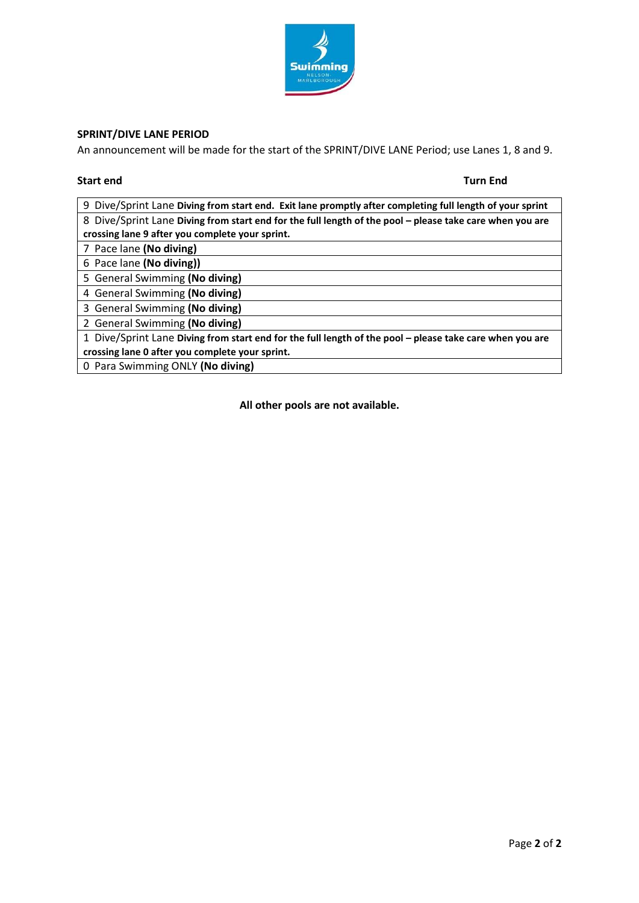**SPRINT/DIVE LANE PERIOD**

An announcement will be made for the start of the SPRINT/DIVE LANE Period; use Lanes 1, 8 and 9.

**Start end** **Turn End**

| | |
|---|---|
| 9 | Dive/Sprint Lane **Diving from start end. Exit lane promptly after completing full length of your sprint** |
| 8 | Dive/Sprint Lane **Diving from start end for the full length of the pool – please take care when you are crossing lane 9 after you complete your sprint.** |
| 7 | Pace lane **(No diving)** |
| 6 | Pace lane **(No diving))** |
| 5 | General Swimming **(No diving)** |
| 4 | General Swimming **(No diving)** |
| 3 | General Swimming **(No diving)** |
| 2 | General Swimming **(No diving)** |
| 1 | Dive/Sprint Lane **Diving from start end for the full length of the pool – please take care when you are crossing lane 0 after you complete your sprint.** |
| 0 | Para Swimming ONLY **(No diving)** |

**All other pools are not available.**